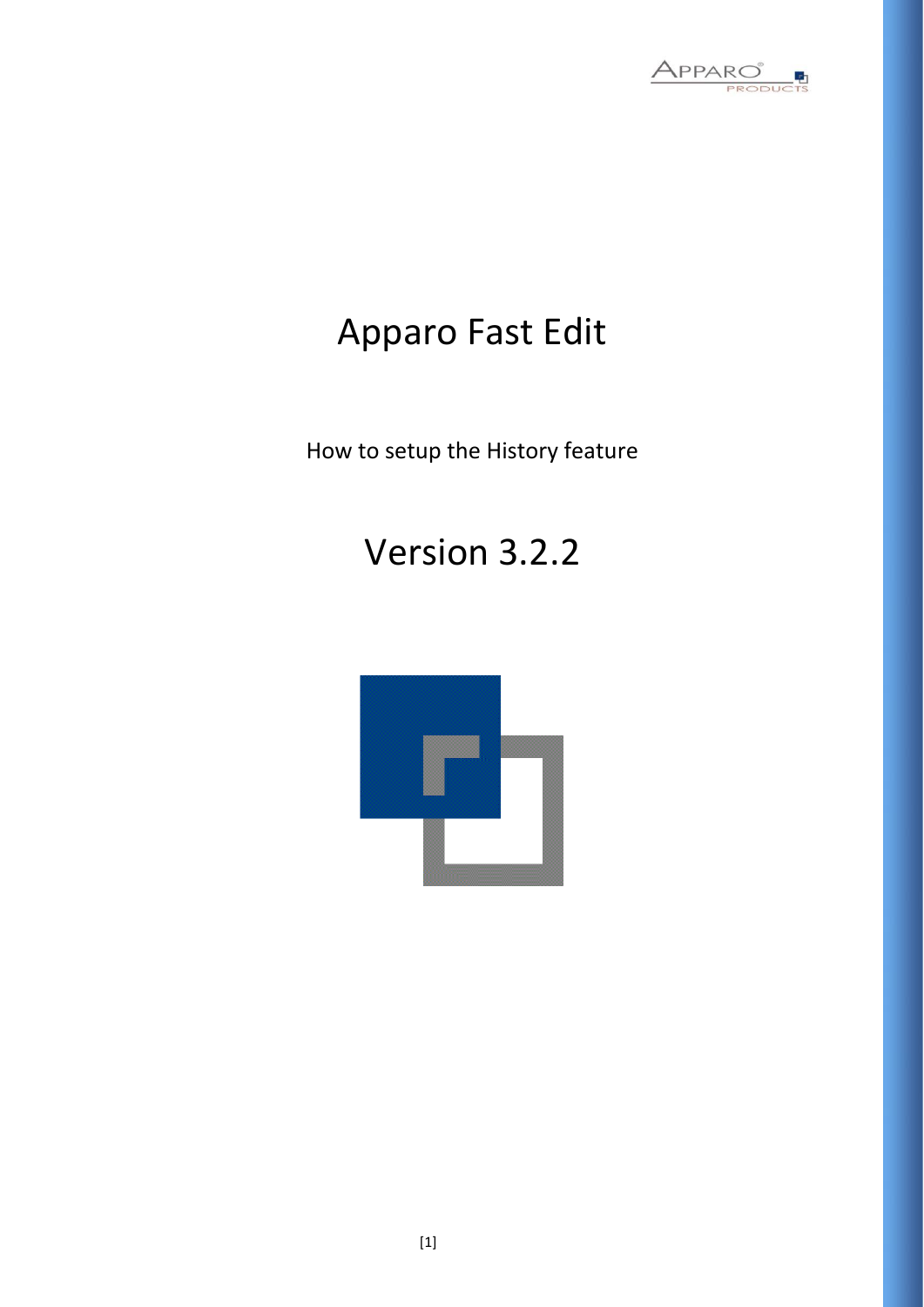# Apparo Fast Edit

How to setup the History feature

# Version 3.2.2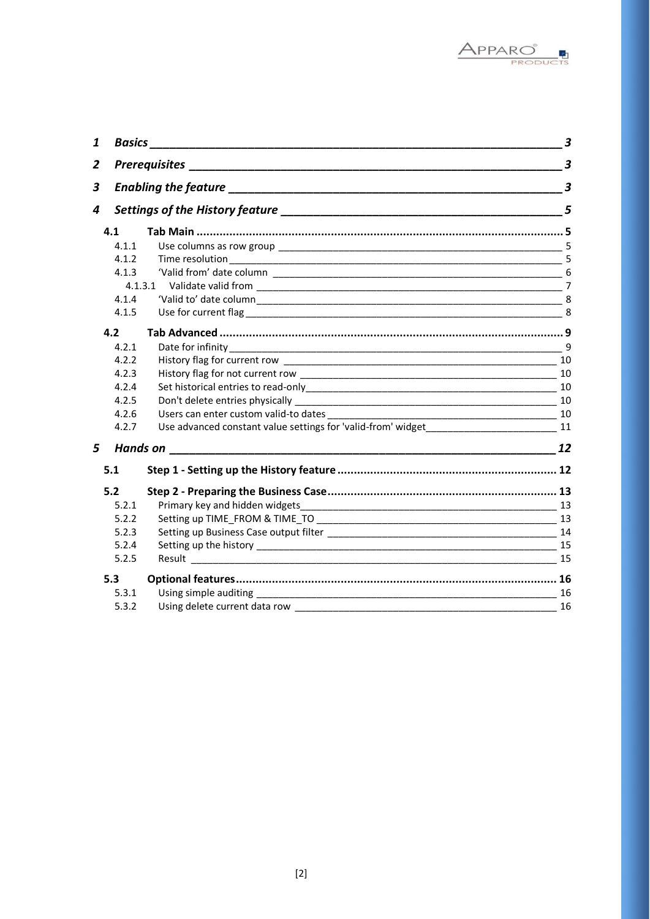1 *Basics* ______ 3

2 *Prerequisites* ______ 3

3 *Enabling the feature* ______ 3

4 *Settings of the History feature* ______ 5

- **4.1 Tab Main** ...... 5
  - 4.1.1 Use columns as row group ______ 5
  - 4.1.2 Time resolution ______ 5
  - 4.1.3 'Valid from' date column ______ 6
    - 4.1.3.1 Validate valid from ______ 7
  - 4.1.4 'Valid to' date column ______ 8
  - 4.1.5 Use for current flag ______ 8
- **4.2 Tab Advanced** ...... 9
  - 4.2.1 Date for infinity ______ 9
  - 4.2.2 History flag for current row ______ 10
  - 4.2.3 History flag for not current row ______ 10
  - 4.2.4 Set historical entries to read-only ______ 10
  - 4.2.5 Don't delete entries physically ______ 10
  - 4.2.6 Users can enter custom valid-to dates ______ 10
  - 4.2.7 Use advanced constant value settings for 'valid-from' widget ______ 11

5 *Hands on* ______ 12

- **5.1 Step 1 - Setting up the History feature** ...... 12
- **5.2 Step 2 - Preparing the Business Case** ...... 13
  - 5.2.1 Primary key and hidden widgets ______ 13
  - 5.2.2 Setting up TIME_FROM & TIME_TO ______ 13
  - 5.2.3 Setting up Business Case output filter ______ 14
  - 5.2.4 Setting up the history ______ 15
  - 5.2.5 Result ______ 15
- **5.3 Optional features** ...... 16
  - 5.3.1 Using simple auditing ______ 16
  - 5.3.2 Using delete current data row ______ 16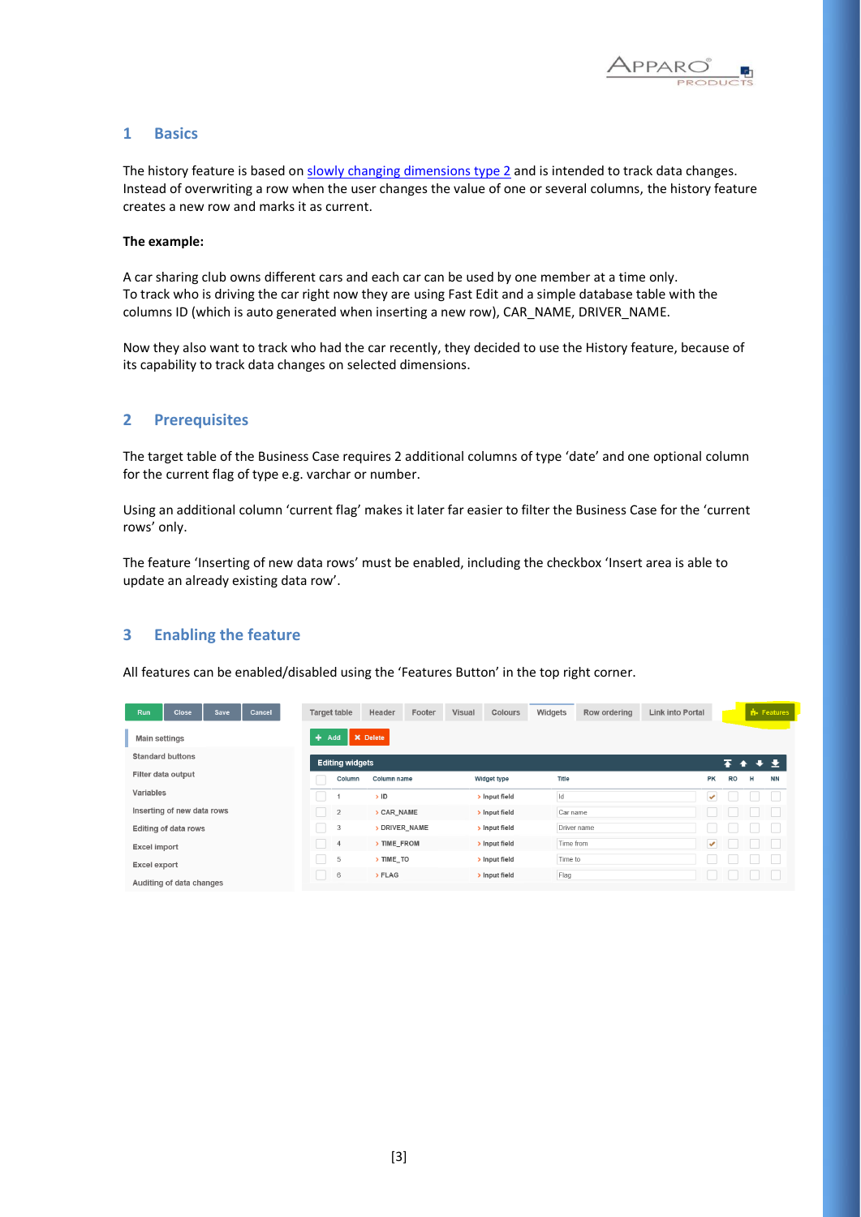## 1 Basics

The history feature is based on [slowly changing dimensions type 2](slowly changing dimensions type 2) and is intended to track data changes. Instead of overwriting a row when the user changes the value of one or several columns, the history feature creates a new row and marks it as current.

**The example:**

A car sharing club owns different cars and each car can be used by one member at a time only.
To track who is driving the car right now they are using Fast Edit and a simple database table with the columns ID (which is auto generated when inserting a new row), CAR_NAME, DRIVER_NAME.

Now they also want to track who had the car recently, they decided to use the History feature, because of its capability to track data changes on selected dimensions.

## 2 Prerequisites

The target table of the Business Case requires 2 additional columns of type 'date' and one optional column for the current flag of type e.g. varchar or number.

Using an additional column 'current flag' makes it later far easier to filter the Business Case for the 'current rows' only.

The feature 'Inserting of new data rows' must be enabled, including the checkbox 'Insert area is able to update an already existing data row'.

## 3 Enabling the feature

All features can be enabled/disabled using the 'Features Button' in the top right corner.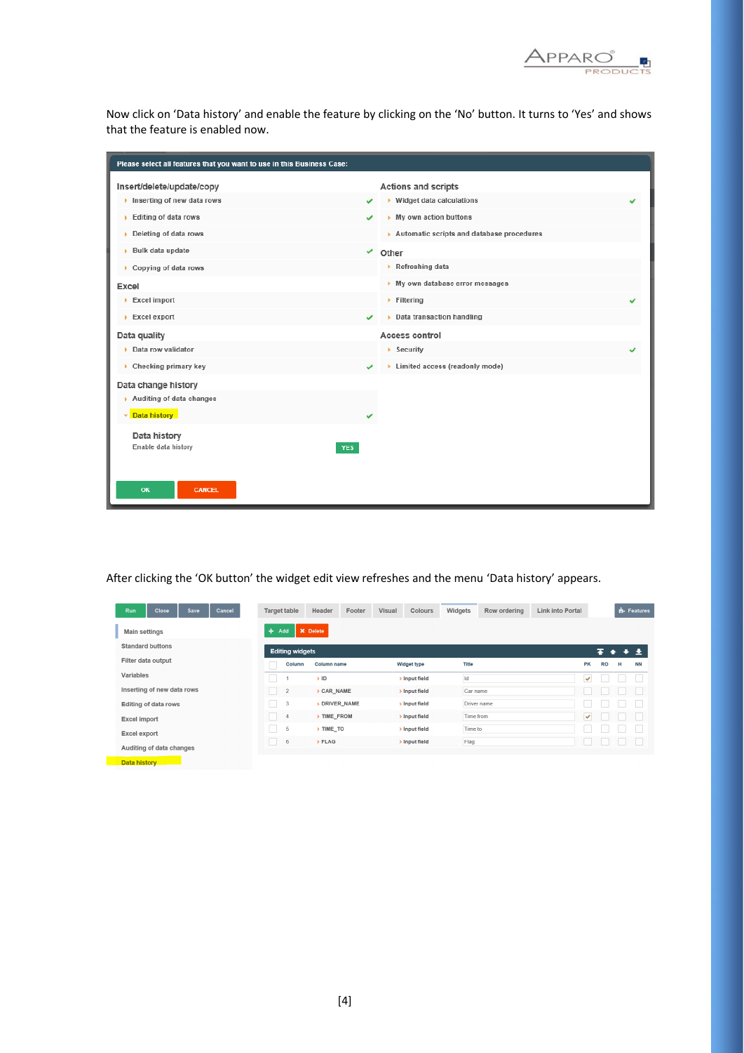Now click on 'Data history' and enable the feature by clicking on the 'No' button. It turns to 'Yes' and shows that the feature is enabled now.

After clicking the 'OK button' the widget edit view refreshes and the menu 'Data history' appears.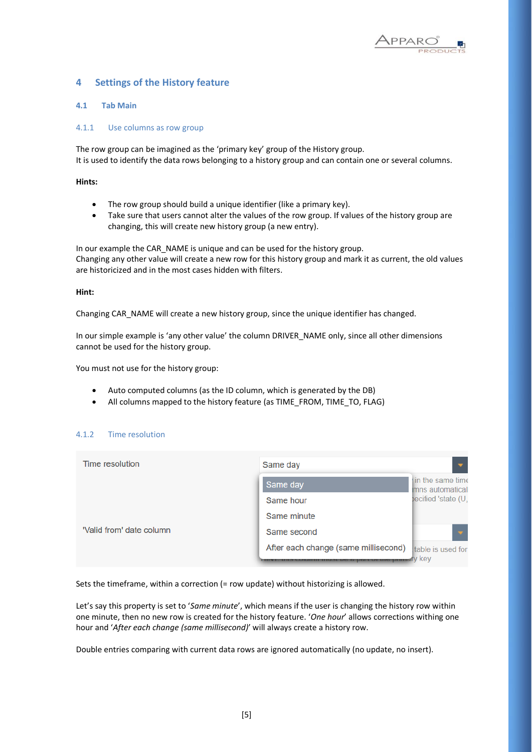# 4 Settings of the History feature

## 4.1 Tab Main

### 4.1.1 Use columns as row group

The row group can be imagined as the 'primary key' group of the History group.
It is used to identify the data rows belonging to a history group and can contain one or several columns.

**Hints:**

- The row group should build a unique identifier (like a primary key).
- Take sure that users cannot alter the values of the row group. If values of the history group are changing, this will create new history group (a new entry).

In our example the CAR_NAME is unique and can be used for the history group.
Changing any other value will create a new row for this history group and mark it as current, the old values are historicized and in the most cases hidden with filters.

**Hint:**

Changing CAR_NAME will create a new history group, since the unique identifier has changed.

In our simple example is 'any other value' the column DRIVER_NAME only, since all other dimensions cannot be used for the history group.

You must not use for the history group:

- Auto computed columns (as the ID column, which is generated by the DB)
- All columns mapped to the history feature (as TIME_FROM, TIME_TO, FLAG)

### 4.1.2 Time resolution

Sets the timeframe, within a correction (= row update) without historizing is allowed.

Let's say this property is set to '*Same minute*', which means if the user is changing the history row within one minute, then no new row is created for the history feature. '*One hour*' allows corrections withing one hour and '*After each change (same millisecond)*' will always create a history row.

Double entries comparing with current data rows are ignored automatically (no update, no insert).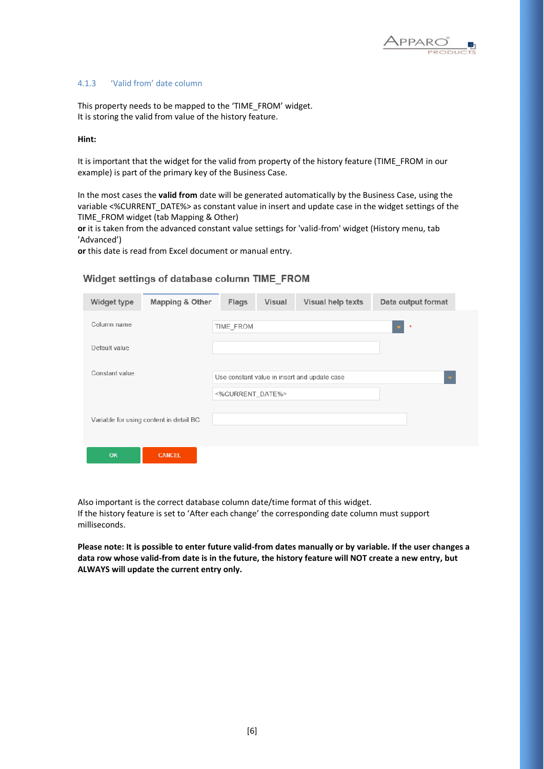### 4.1.3 'Valid from' date column

This property needs to be mapped to the 'TIME_FROM' widget.
It is storing the valid from value of the history feature.

**Hint:**

It is important that the widget for the valid from property of the history feature (TIME_FROM in our example) is part of the primary key of the Business Case.

In the most cases the **valid from** date will be generated automatically by the Business Case, using the variable <%CURRENT_DATE%> as constant value in insert and update case in the widget settings of the TIME_FROM widget (tab Mapping & Other)
**or** it is taken from the advanced constant value settings for 'valid-from' widget (History menu, tab 'Advanced')
**or** this date is read from Excel document or manual entry.

Widget settings of database column TIME_FROM

| Widget type | Mapping & Other | Flags | Visual | Visual help texts | Data output format |
|---|---|---|---|---|---|

| | |
|---|---|
| Column name | TIME_FROM * |
| Default value | |
| Constant value | Use constant value in insert and update case |
| | <%CURRENT_DATE%> |
| Variable for using content in detail BC | |

OK CANCEL

Also important is the correct database column date/time format of this widget.
If the history feature is set to 'After each change' the corresponding date column must support milliseconds.

**Please note: It is possible to enter future valid-from dates manually or by variable. If the user changes a data row whose valid-from date is in the future, the history feature will NOT create a new entry, but ALWAYS will update the current entry only.**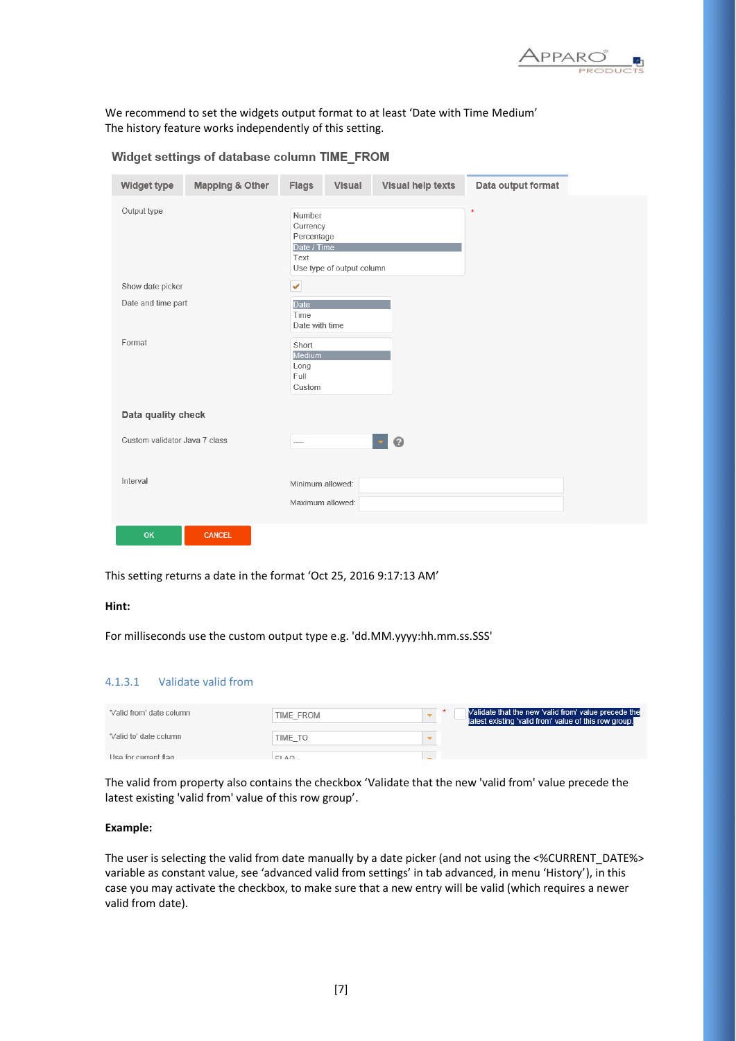We recommend to set the widgets output format to at least 'Date with Time Medium'
The history feature works independently of this setting.

Widget settings of database column TIME_FROM

| Widget type | Mapping & Other | Flags | Visual | Visual help texts | Data output format |
|---|---|---|---|---|---|

| Setting | Value |
|---|---|
| Output type | Number / Currency / Percentage / **Date / Time** / Text / Use type of output column |
| Show date picker | ✔ |
| Date and time part | **Date** / Time / Date with time |
| Format | Short / **Medium** / Long / Full / Custom |

**Data quality check**

| Setting | Value |
|---|---|
| Custom validator Java 7 class | ---- |
| Interval | Minimum allowed: / Maximum allowed: |

OK CANCEL

This setting returns a date in the format 'Oct 25, 2016 9:17:13 AM'

**Hint:**

For milliseconds use the custom output type e.g. 'dd.MM.yyyy:hh.mm.ss.SSS'

### 4.1.3.1 Validate valid from

| | | |
|---|---|---|
| 'Valid from' date column | TIME_FROM * | Validate that the new 'valid from' value precede the latest existing 'valid from' value of this row group. |
| 'Valid to' date column | TIME_TO | |
| Use for current flag | FLAG | |

The valid from property also contains the checkbox 'Validate that the new 'valid from' value precede the latest existing 'valid from' value of this row group'.

**Example:**

The user is selecting the valid from date manually by a date picker (and not using the <%CURRENT_DATE%> variable as constant value, see 'advanced valid from settings' in tab advanced, in menu 'History'), in this case you may activate the checkbox, to make sure that a new entry will be valid (which requires a newer valid from date).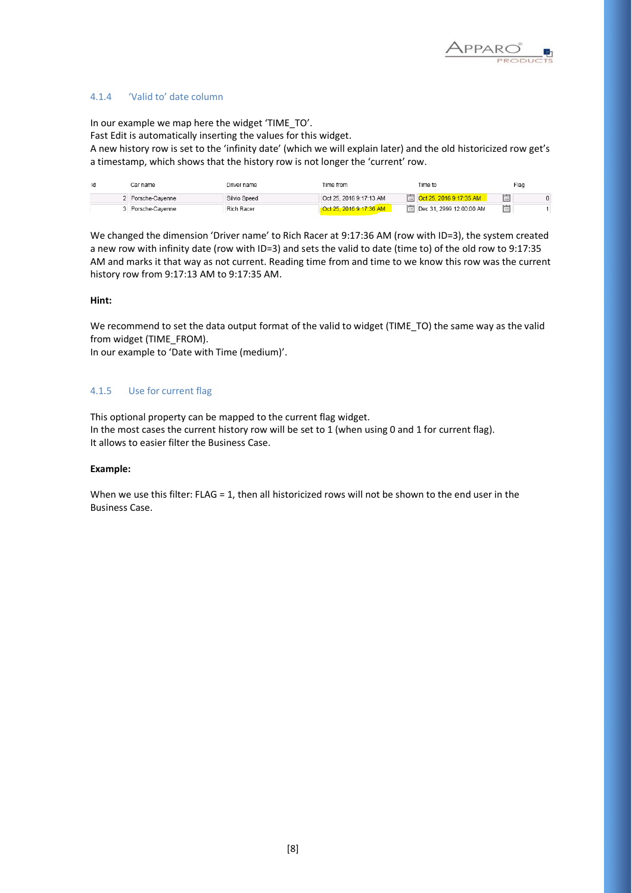### 4.1.4 'Valid to' date column

In our example we map here the widget 'TIME_TO'.
Fast Edit is automatically inserting the values for this widget.
A new history row is set to the 'infinity date' (which we will explain later) and the old historicized row get's a timestamp, which shows that the history row is not longer the 'current' row.

| Id | Car name | Driver name | Time from | Time to | Flag |
|---|---|---|---|---|---|
| 2 | Porsche-Cayenne | Silvio Speed | Oct 25, 2016 9:17:13 AM | Oct 25, 2016 9:17:35 AM | 0 |
| 3 | Porsche-Cayenne | Rich Racer | Oct 25, 2016 9:17:36 AM | Dec 31, 2999 12:00:00 AM | 1 |

We changed the dimension 'Driver name' to Rich Racer at 9:17:36 AM (row with ID=3), the system created a new row with infinity date (row with ID=3) and sets the valid to date (time to) of the old row to 9:17:35 AM and marks it that way as not current. Reading time from and time to we know this row was the current history row from 9:17:13 AM to 9:17:35 AM.

**Hint:**

We recommend to set the data output format of the valid to widget (TIME_TO) the same way as the valid from widget (TIME_FROM).
In our example to 'Date with Time (medium)'.

### 4.1.5 Use for current flag

This optional property can be mapped to the current flag widget.
In the most cases the current history row will be set to 1 (when using 0 and 1 for current flag).
It allows to easier filter the Business Case.

**Example:**

When we use this filter: FLAG = 1, then all historicized rows will not be shown to the end user in the Business Case.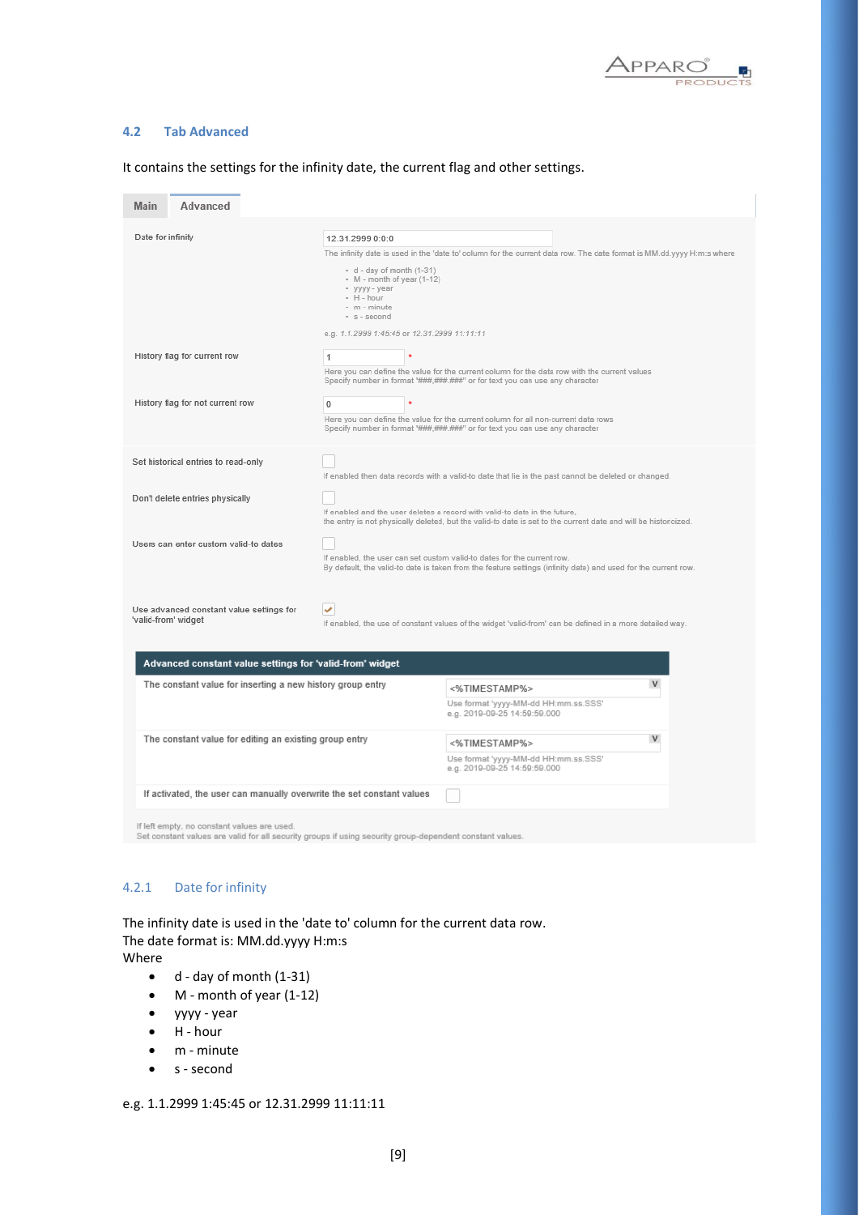## 4.2 Tab Advanced

It contains the settings for the infinity date, the current flag and other settings.

Main | Advanced

| | |
|---|---|
| Date for infinity | 12.31.2999 0:0:0<br>The infinity date is used in the 'date to' column for the current data row. The date format is MM.dd.yyyy H:m:s where<br>• d - day of month (1-31)<br>• M - month of year (1-12)<br>• yyyy - year<br>• H - hour<br>• m - minute<br>• s - second<br>e.g. *1.1.2999 1:45:45* or *12.31.2999 11:11:11* |
| History flag for current row | 1 *<br>Here you can define the value for the current column for the data row with the current values<br>Specify number in format "###,###.###" or for text you can use any character |
| History flag for not current row | 0 *<br>Here you can define the value for the current column for all non-current data rows<br>Specify number in format "###,###.###" or for text you can use any character |
| Set historical entries to read-only | ☐<br>If enabled then data records with a valid-to date that lie in the past cannot be deleted or changed. |
| Don't delete entries physically | ☐<br>If enabled and the user deletes a record with valid-to date in the future,<br>the entry is not physically deleted, but the valid-to date is set to the current date and will be historicized. |
| Users can enter custom valid-to dates | ☐<br>If enabled, the user can set custom valid-to dates for the current row.<br>By default, the valid-to date is taken from the feature settings (infinity date) and used for the current row. |
| Use advanced constant value settings for 'valid-from' widget | ☑<br>If enabled, the use of constant values of the widget 'valid-from' can be defined in a more detailed way. |

| Advanced constant value settings for 'valid-from' widget | |
|---|---|
| The constant value for inserting a new history group entry | <%TIMESTAMP%><br>Use format 'yyyy-MM-dd HH:mm.ss.SSS'<br>e.g. 2019-09-25 14:59:59.000 |
| The constant value for editing an existing group entry | <%TIMESTAMP%><br>Use format 'yyyy-MM-dd HH:mm.ss.SSS'<br>e.g. 2019-09-25 14:59:59.000 |
| If activated, the user can manually overwrite the set constant values | ☐ |

If left empty, no constant values are used.
Set constant values are valid for all security groups if using security group-dependent constant values.

### 4.2.1 Date for infinity

The infinity date is used in the 'date to' column for the current data row.
The date format is: MM.dd.yyyy H:m:s
Where

- d - day of month (1-31)
- M - month of year (1-12)
- yyyy - year
- H - hour
- m - minute
- s - second

e.g. 1.1.2999 1:45:45 or 12.31.2999 11:11:11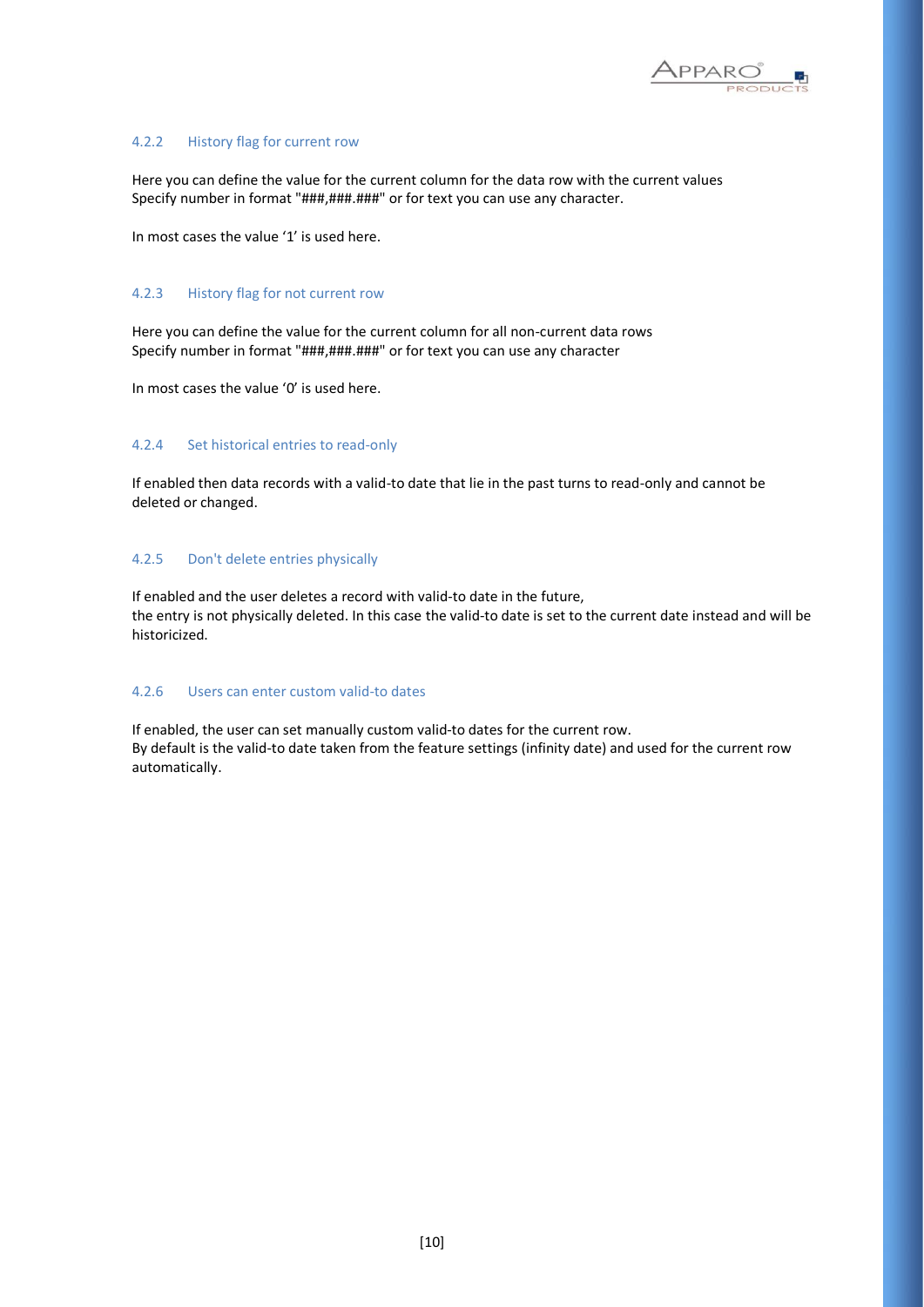### 4.2.2 History flag for current row

Here you can define the value for the current column for the data row with the current values
Specify number in format "###,###.###" or for text you can use any character.

In most cases the value '1' is used here.

### 4.2.3 History flag for not current row

Here you can define the value for the current column for all non-current data rows
Specify number in format "###,###.###" or for text you can use any character

In most cases the value '0' is used here.

### 4.2.4 Set historical entries to read-only

If enabled then data records with a valid-to date that lie in the past turns to read-only and cannot be deleted or changed.

### 4.2.5 Don't delete entries physically

If enabled and the user deletes a record with valid-to date in the future,
the entry is not physically deleted. In this case the valid-to date is set to the current date instead and will be historicized.

### 4.2.6 Users can enter custom valid-to dates

If enabled, the user can set manually custom valid-to dates for the current row.
By default is the valid-to date taken from the feature settings (infinity date) and used for the current row automatically.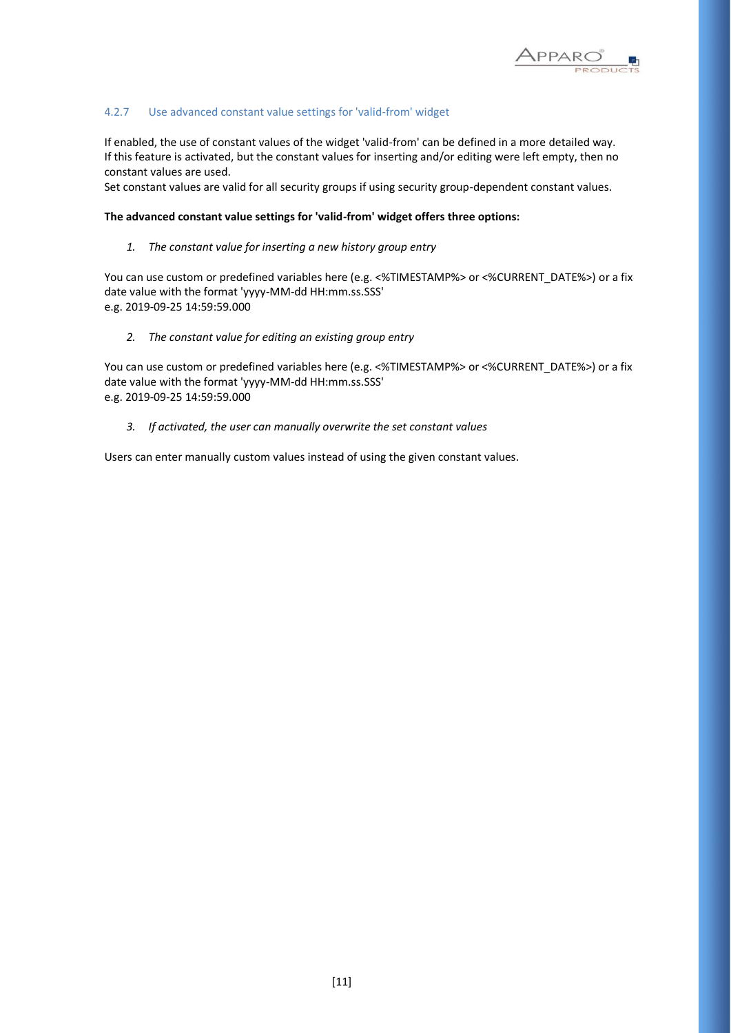### 4.2.7 Use advanced constant value settings for 'valid-from' widget

If enabled, the use of constant values of the widget 'valid-from' can be defined in a more detailed way. If this feature is activated, but the constant values for inserting and/or editing were left empty, then no constant values are used.
Set constant values are valid for all security groups if using security group-dependent constant values.

**The advanced constant value settings for 'valid-from' widget offers three options:**

1. *The constant value for inserting a new history group entry*

You can use custom or predefined variables here (e.g. <%TIMESTAMP%> or <%CURRENT_DATE%>) or a fix date value with the format 'yyyy-MM-dd HH:mm.ss.SSS'
e.g. 2019-09-25 14:59:59.000

2. *The constant value for editing an existing group entry*

You can use custom or predefined variables here (e.g. <%TIMESTAMP%> or <%CURRENT_DATE%>) or a fix date value with the format 'yyyy-MM-dd HH:mm.ss.SSS'
e.g. 2019-09-25 14:59:59.000

3. *If activated, the user can manually overwrite the set constant values*

Users can enter manually custom values instead of using the given constant values.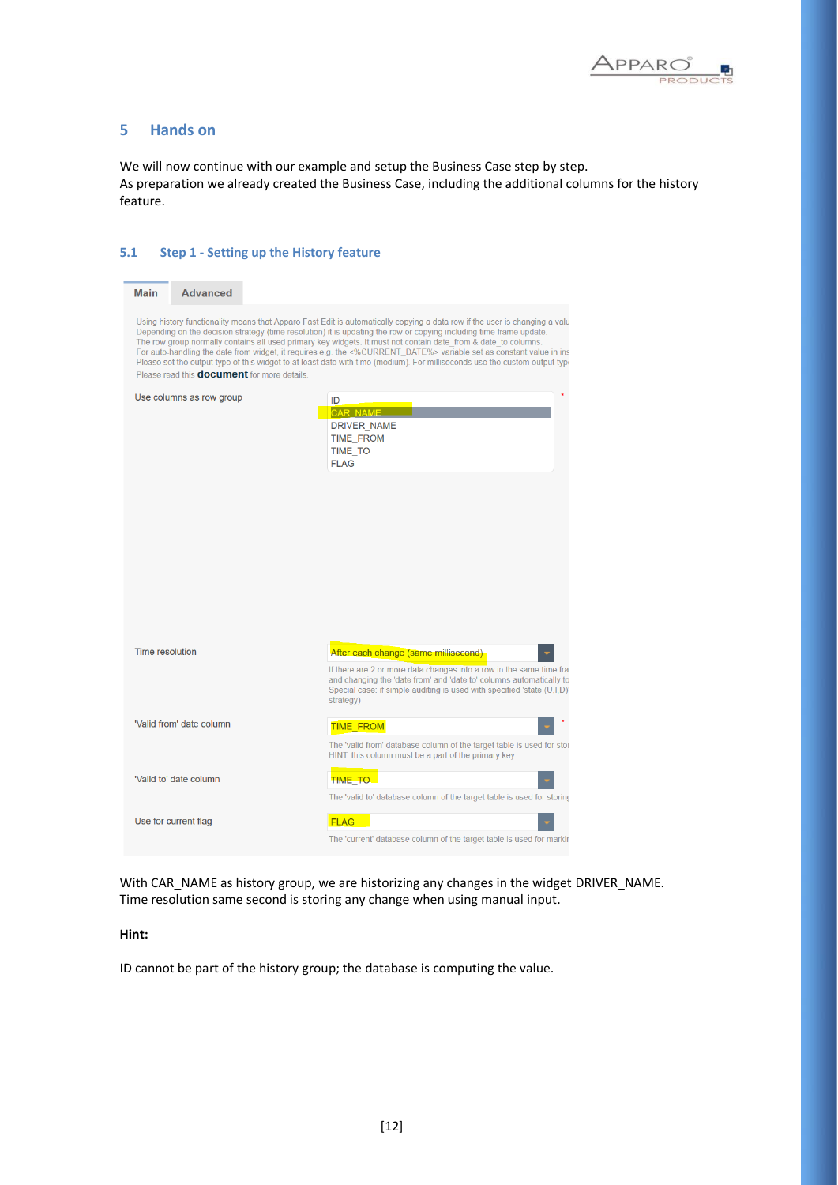## 5 Hands on

We will now continue with our example and setup the Business Case step by step.
As preparation we already created the Business Case, including the additional columns for the history feature.

### 5.1 Step 1 - Setting up the History feature

Main | Advanced

Using history functionality means that Apparo Fast Edit is automatically copying a data row if the user is changing a valu
Depending on the decision strategy (time resolution) it is updating the row or copying including time frame update.
The row group normally contains all used primary key widgets. It must not contain date_from & date_to columns.
For auto-handling the date from widget, it requires e.g. the <%CURRENT_DATE%> variable set as constant value in ins
Please set the output type of this widget to at least date with time (medium). For milliseconds use the custom output typ
Please read this **document** for more details.

Use columns as row group: ID, CAR_NAME, DRIVER_NAME, TIME_FROM, TIME_TO, FLAG

Time resolution: After each change (same millisecond)
If there are 2 or more data changes into a row in the same time fra and changing the 'date from' and 'date to' columns automatically to Special case: if simple auditing is used with specified 'state (U,I,D)' strategy)

'Valid from' date column: TIME_FROM
The 'valid from' database column of the target table is used for stor
HINT: this column must be a part of the primary key

'Valid to' date column: TIME_TO
The 'valid to' database column of the target table is used for storing

Use for current flag: FLAG
The 'current' database column of the target table is used for markin

With CAR_NAME as history group, we are historizing any changes in the widget DRIVER_NAME.
Time resolution same second is storing any change when using manual input.

**Hint:**

ID cannot be part of the history group; the database is computing the value.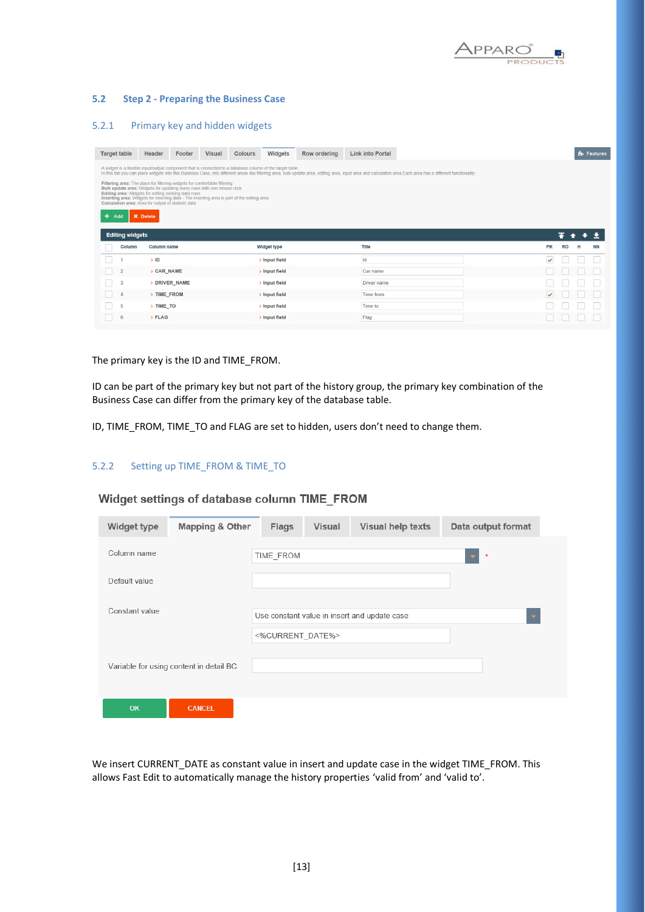## 5.2 Step 2 - Preparing the Business Case

### 5.2.1 Primary key and hidden widgets

Target table | Header | Footer | Visual | Colours | Widgets | Row ordering | Link into Portal

A widget is a flexible input/output component that is connected to a database column of the target table.
In this tab you can place widgets into this Business Case, into different areas like filtering area, bulk update area, editing area, input area and calculation area.Each area has a different functionality:

**Filtering area:** The place for filtering widgets for comfortable filtering
**Bulk update area:** Widgets for updating many rows with one mouse click
**Editing area:** Widgets for editing existing data rows
**Inserting area:** Widgets for inserting data - The inserting area is part of the editing area
**Calculation area:** Area for output of statistic data

Editing widgets

| Column | Column name | Widget type | Title | PK | RO | H | NN |
|---|---|---|---|---|---|---|---|
| 1 | ID | Input field | Id | ✔ | | | |
| 2 | CAR_NAME | Input field | Car name | | | | |
| 3 | DRIVER_NAME | Input field | Driver name | | | | |
| 4 | TIME_FROM | Input field | Time from | ✔ | | | |
| 5 | TIME_TO | Input field | Time to | | | | |
| 6 | FLAG | Input field | Flag | | | | |

The primary key is the ID and TIME_FROM.

ID can be part of the primary key but not part of the history group, the primary key combination of the Business Case can differ from the primary key of the database table.

ID, TIME_FROM, TIME_TO and FLAG are set to hidden, users don't need to change them.

### 5.2.2 Setting up TIME_FROM & TIME_TO

**Widget settings of database column TIME_FROM**

Widget type | Mapping & Other | Flags | Visual | Visual help texts | Data output format

| | |
|---|---|
| Column name | TIME_FROM * |
| Default value | |
| Constant value | Use constant value in insert and update case<br><%CURRENT_DATE%> |
| Variable for using content in detail BC | |

OK | CANCEL

We insert CURRENT_DATE as constant value in insert and update case in the widget TIME_FROM. This allows Fast Edit to automatically manage the history properties 'valid from' and 'valid to'.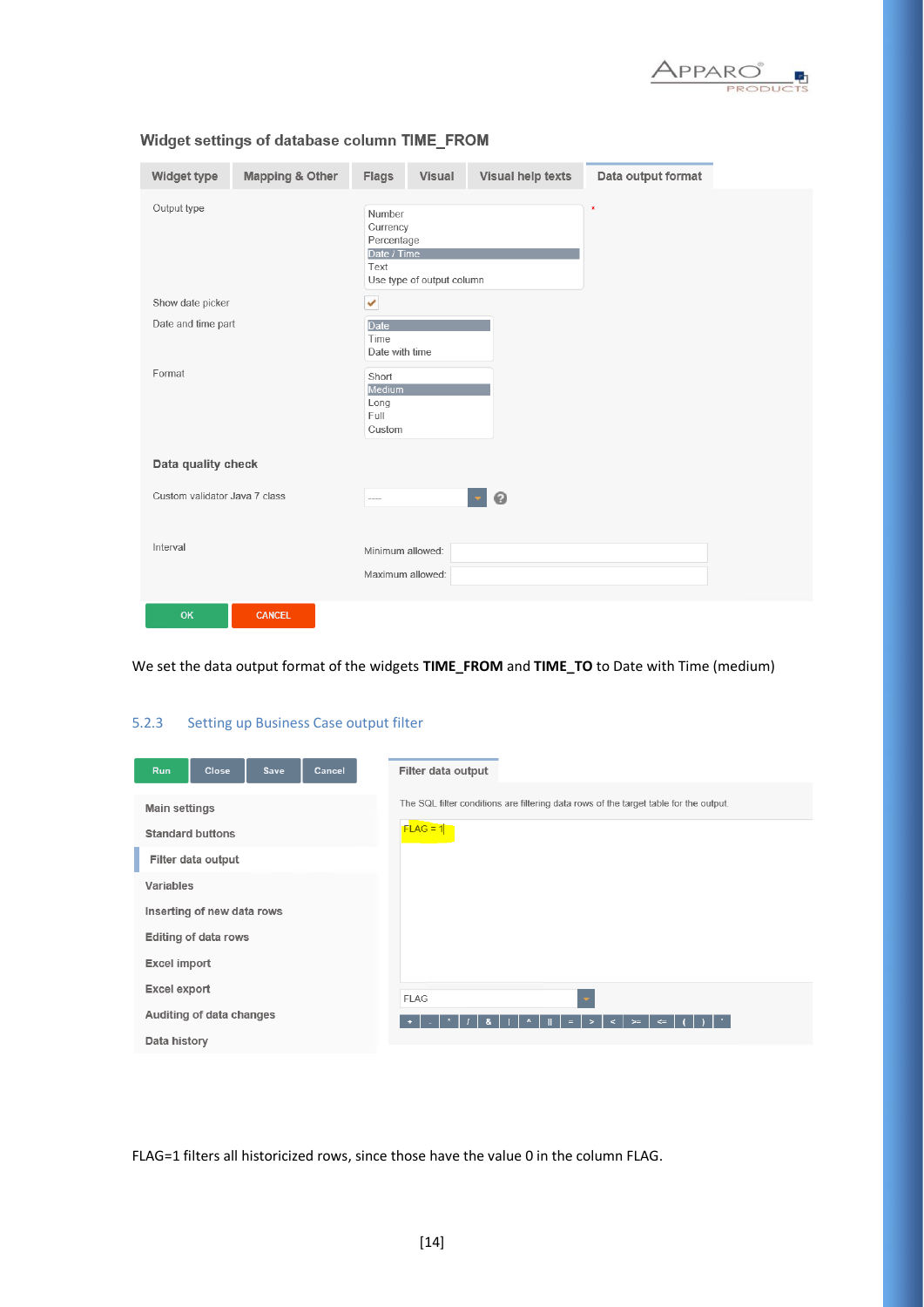Widget settings of database column TIME_FROM

Widget type | Mapping & Other | Flags | Visual | Visual help texts | Data output format

Output type: Number, Currency, Percentage, Date / Time, Text, Use type of output column

Show date picker

Date and time part: Date, Time, Date with time

Format: Short, Medium, Long, Full, Custom

**Data quality check**

Custom validator Java 7 class

Interval — Minimum allowed: / Maximum allowed:

OK | CANCEL

We set the data output format of the widgets **TIME_FROM** and **TIME_TO** to Date with Time (medium)

### 5.2.3 Setting up Business Case output filter

Run | Close | Save | Cancel

Main settings
Standard buttons
Filter data output
Variables
Inserting of new data rows
Editing of data rows
Excel import
Excel export
Auditing of data changes
Data history

Filter data output

The SQL filter conditions are filtering data rows of the target table for the output.

```
FLAG = 1
```

FLAG

FLAG=1 filters all historicized rows, since those have the value 0 in the column FLAG.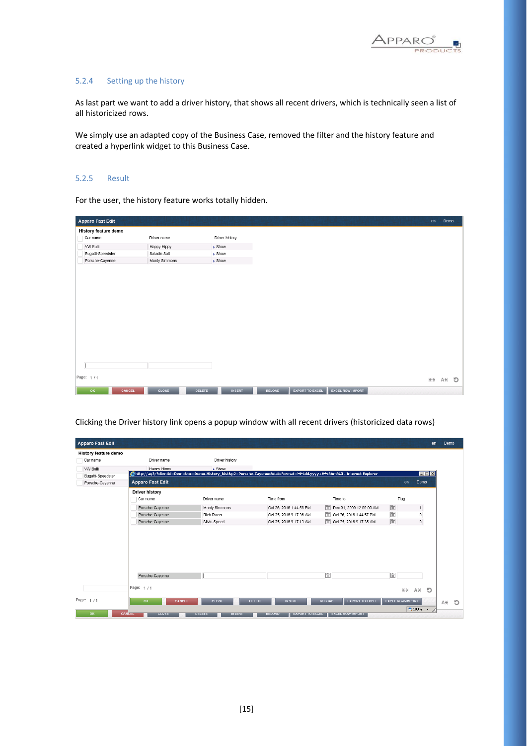### 5.2.4 Setting up the history

As last part we want to add a driver history, that shows all recent drivers, which is technically seen a list of all historicized rows.

We simply use an adapted copy of the Business Case, removed the filter and the history feature and created a hyperlink widget to this Business Case.

### 5.2.5 Result

For the user, the history feature works totally hidden.

Clicking the Driver history link opens a popup window with all recent drivers (historicized data rows)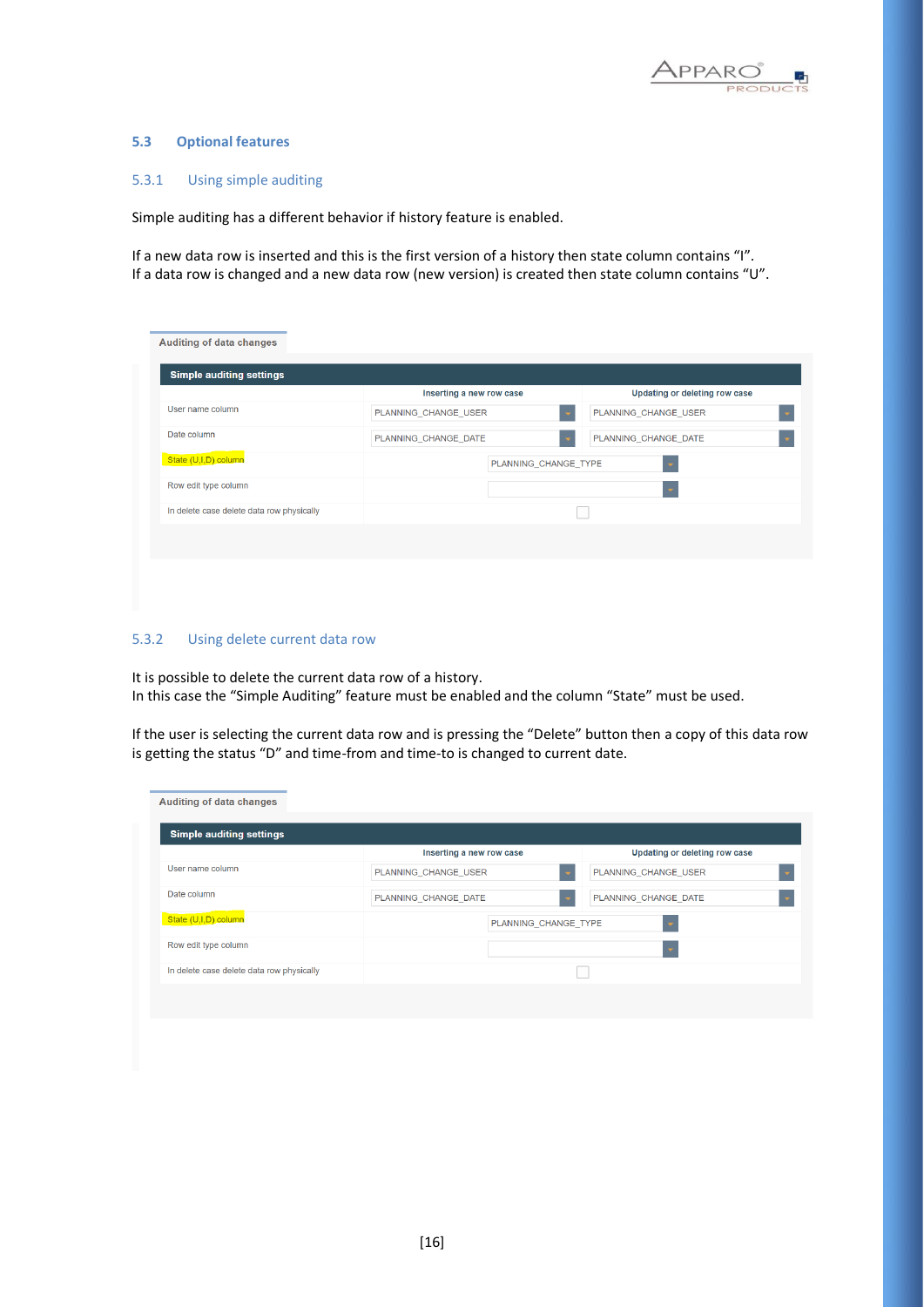## 5.3 Optional features

### 5.3.1 Using simple auditing

Simple auditing has a different behavior if history feature is enabled.

If a new data row is inserted and this is the first version of a history then state column contains “I”.
If a data row is changed and a new data row (new version) is created then state column contains “U”.

Auditing of data changes

**Simple auditing settings**

| | Inserting a new row case | Updating or deleting row case |
|---|---|---|
| User name column | PLANNING_CHANGE_USER | PLANNING_CHANGE_USER |
| Date column | PLANNING_CHANGE_DATE | PLANNING_CHANGE_DATE |
| State (U,I,D) column | PLANNING_CHANGE_TYPE | |
| Row edit type column | | |
| In delete case delete data row physically | ☐ | |

### 5.3.2 Using delete current data row

It is possible to delete the current data row of a history.
In this case the “Simple Auditing” feature must be enabled and the column “State” must be used.

If the user is selecting the current data row and is pressing the “Delete” button then a copy of this data row is getting the status “D” and time-from and time-to is changed to current date.

Auditing of data changes

**Simple auditing settings**

| | Inserting a new row case | Updating or deleting row case |
|---|---|---|
| User name column | PLANNING_CHANGE_USER | PLANNING_CHANGE_USER |
| Date column | PLANNING_CHANGE_DATE | PLANNING_CHANGE_DATE |
| State (U,I,D) column | PLANNING_CHANGE_TYPE | |
| Row edit type column | | |
| In delete case delete data row physically | ☐ | |